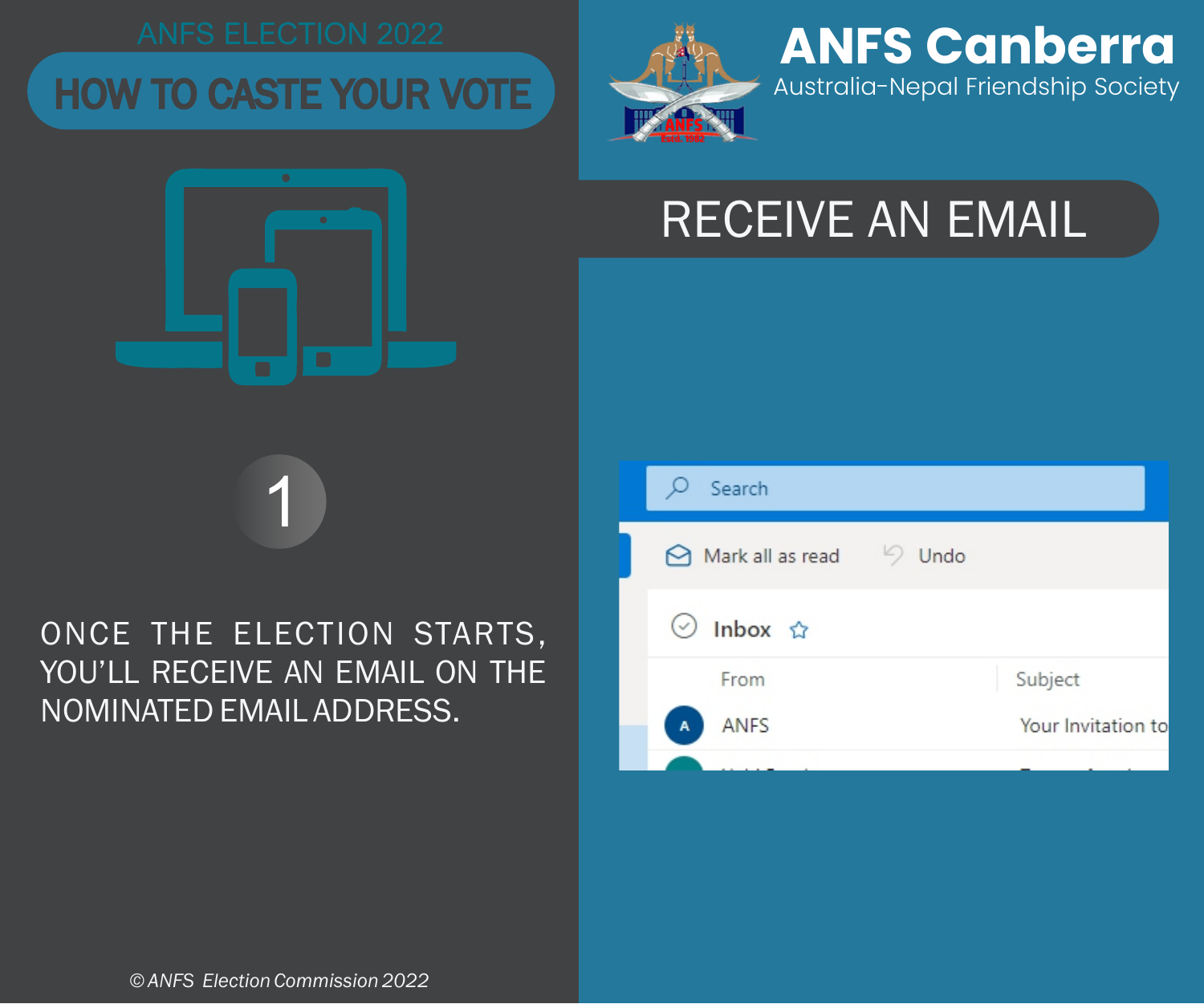ANFS ELECTION 2022

# HOW TO CASTE YOUR VOTE

# ANFS Canberra

Australia-Nepal Friendship Society

## RECEIVE AN EMAIL

1

ONCE THE ELECTION STARTS, YOU'LL RECEIVE AN EMAIL ON THE NOMINATED EMAIL ADDRESS.

Search

Mark all as read    Undo

Inbox

| From | Subject |
| --- | --- |
| ANFS | Your Invitation to |

© ANFS Election Commission 2022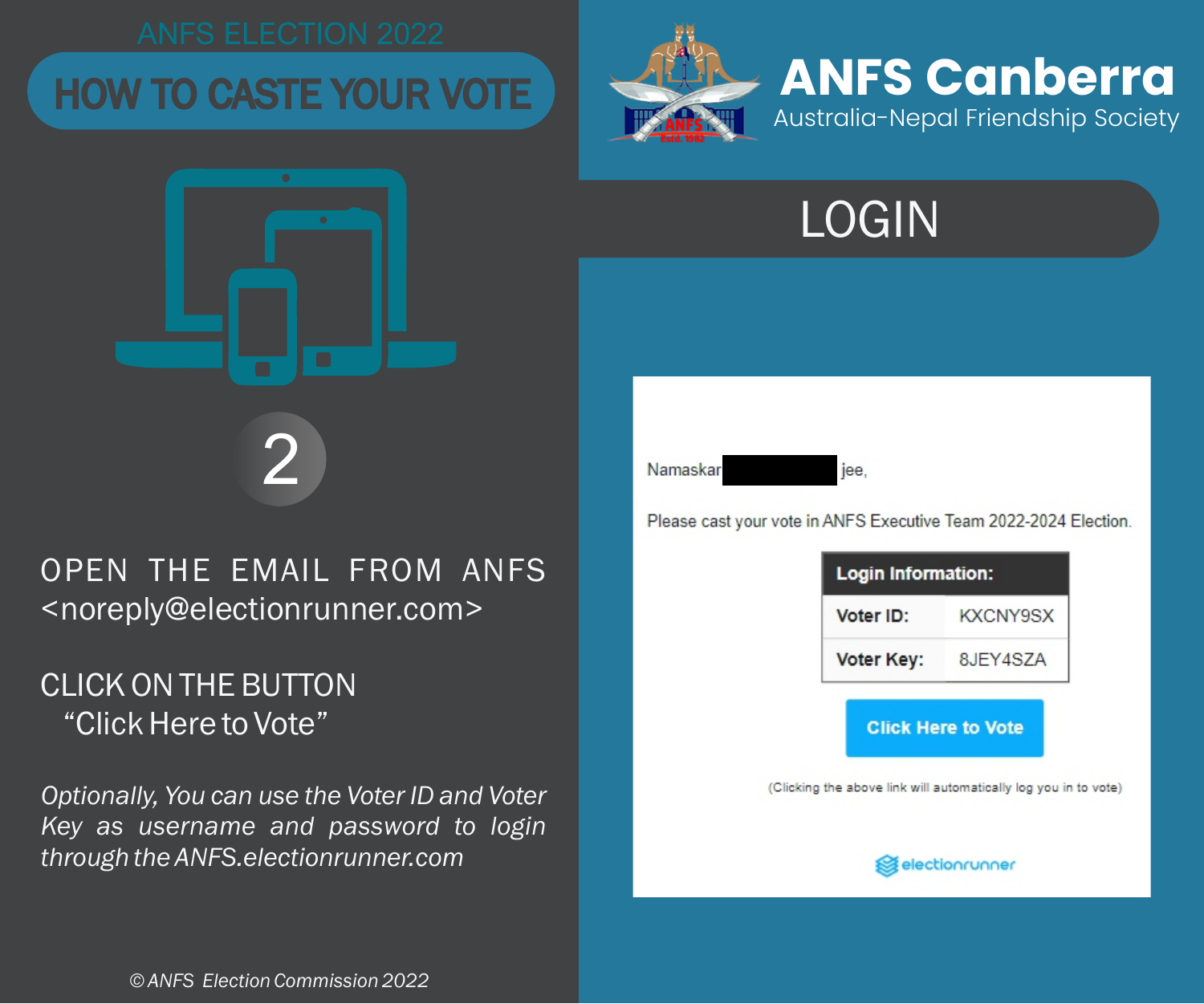ANFS ELECTION 2022

# HOW TO CASTE YOUR VOTE

2

OPEN THE EMAIL FROM ANFS <noreply@electionrunner.com>

CLICK ON THE BUTTON "Click Here to Vote"

*Optionally, You can use the Voter ID and Voter Key as username and password to login through the ANFS.electionrunner.com*

© ANFS Election Commission 2022

## ANFS Canberra

Australia-Nepal Friendship Society

## LOGIN

Namaskar ██████ jee,

Please cast your vote in ANFS Executive Team 2022-2024 Election.

| Login Information: | |
|---|---|
| Voter ID: | KXCNY9SX |
| Voter Key: | 8JEY4SZA |

**Click Here to Vote**

(Clicking the above link will automatically log you in to vote)

electionrunner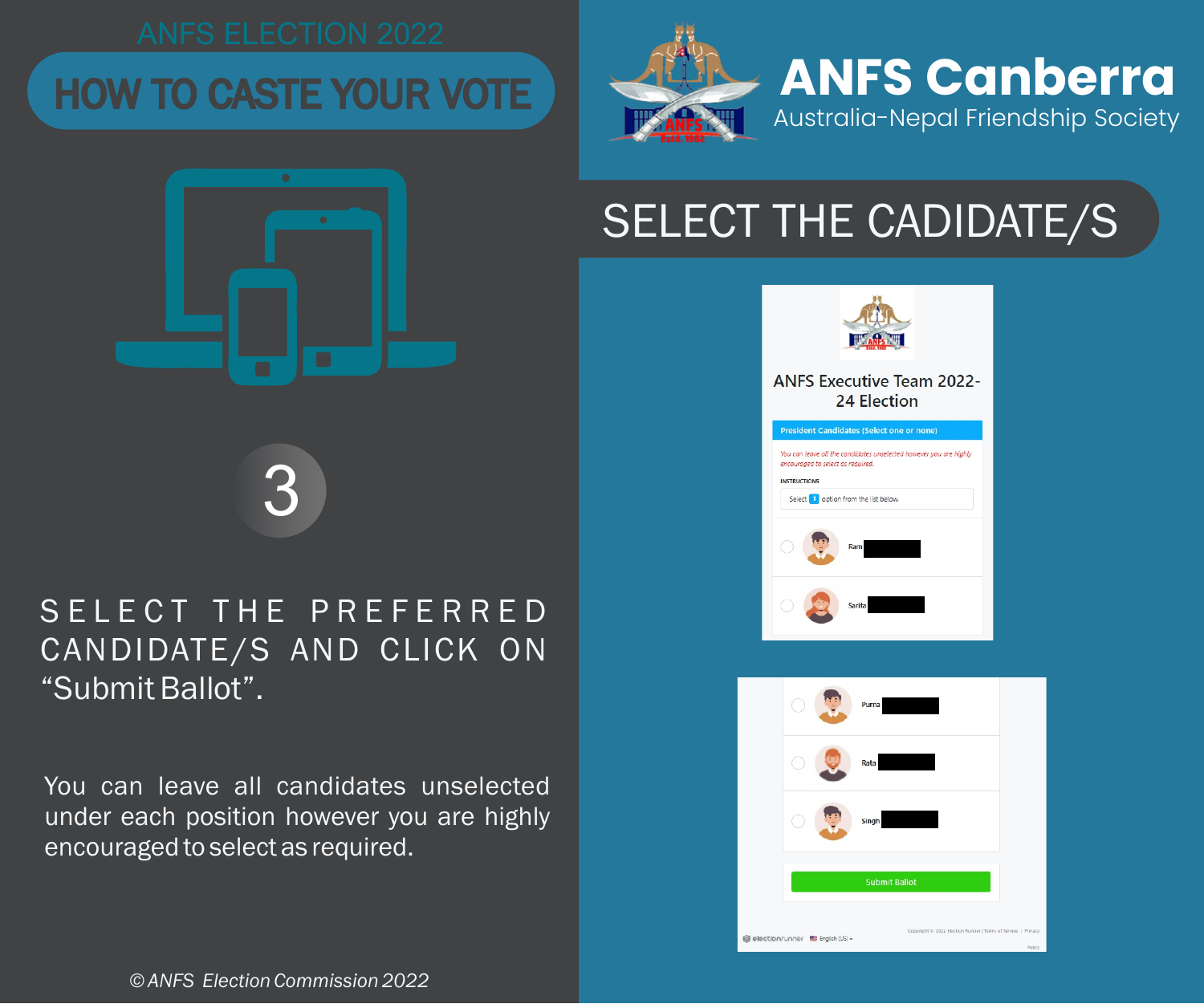ANFS ELECTION 2022

# HOW TO CASTE YOUR VOTE

**ANFS Canberra**
Australia-Nepal Friendship Society

## SELECT THE CADIDATE/S

3

SELECT THE PREFERRED CANDIDATE/S AND CLICK ON "Submit Ballot".

You can leave all candidates unselected under each position however you are highly encouraged to select as required.

ANFS Executive Team 2022-24 Election

President Candidates (Select one or none)

You can leave all the candidates unselected however you are highly encouraged to select as required.

INSTRUCTIONS

Select 1 option from the list below.

- Ram
- Sarita
- Purna
- Rata
- Singh

Submit Ballot

© ANFS Election Commission 2022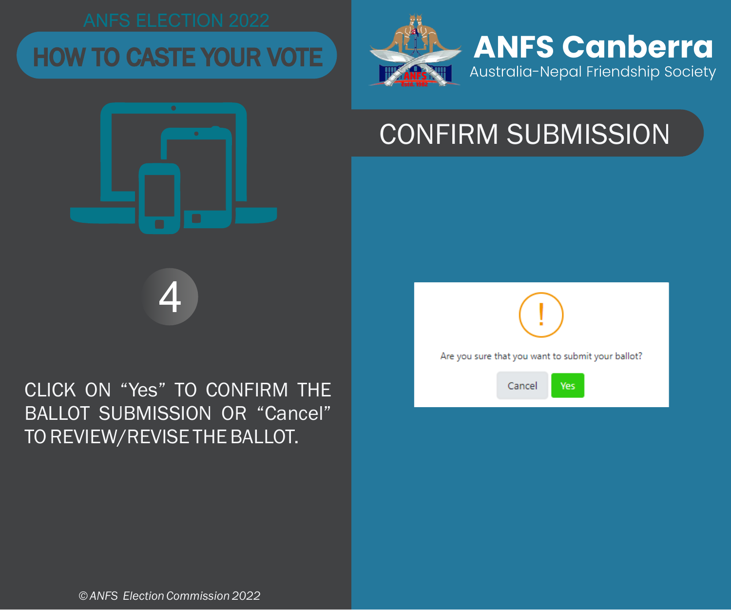ANFS ELECTION 2022

# HOW TO CASTE YOUR VOTE

# ANFS Canberra

Australia-Nepal Friendship Society

## CONFIRM SUBMISSION

4

CLICK ON "Yes" TO CONFIRM THE BALLOT SUBMISSION OR "Cancel" TO REVIEW/REVISE THE BALLOT.

Are you sure that you want to submit your ballot?

Cancel Yes

© ANFS Election Commission 2022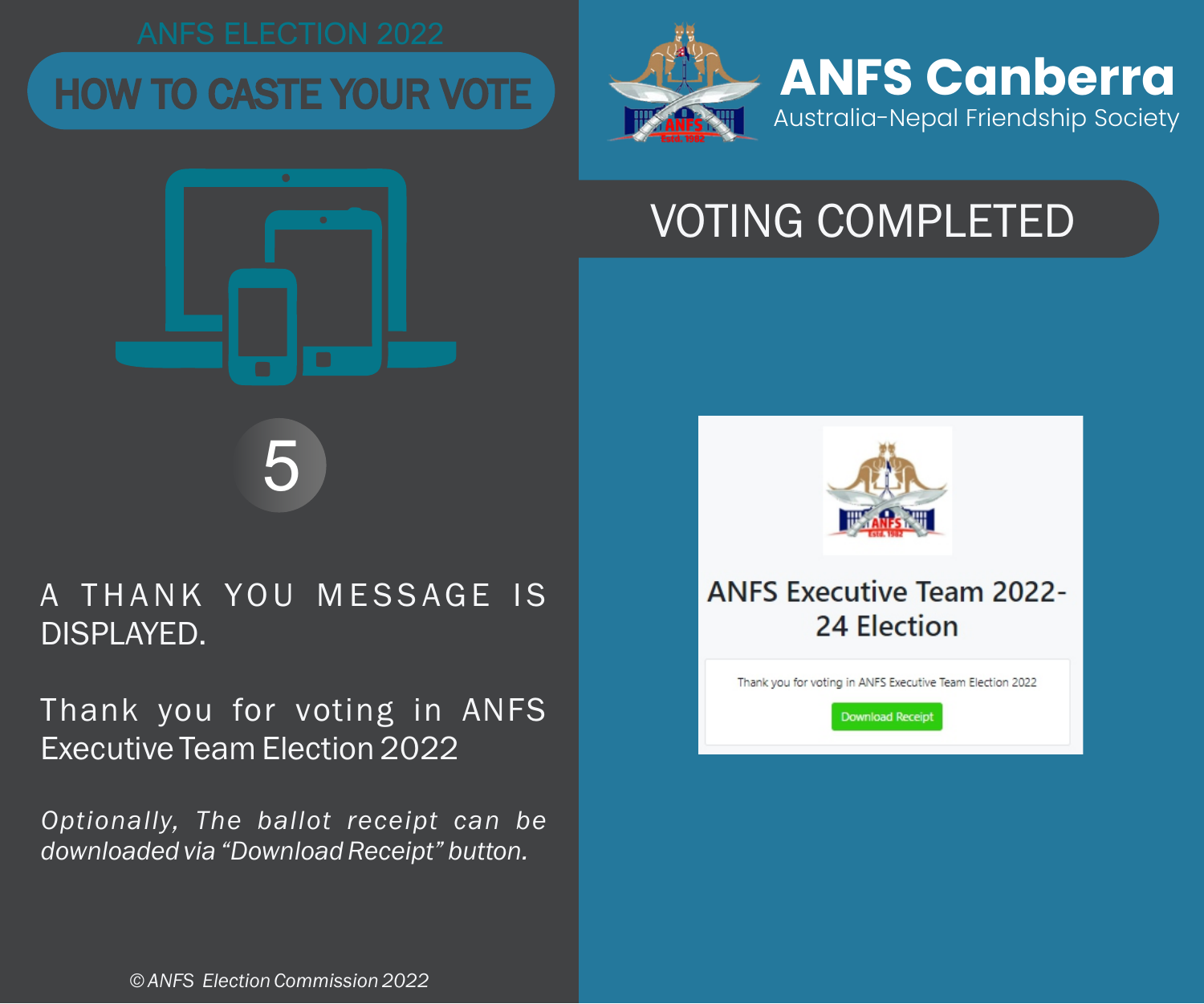ANFS ELECTION 2022

# HOW TO CASTE YOUR VOTE

5

A THANK YOU MESSAGE IS DISPLAYED.

Thank you for voting in ANFS Executive Team Election 2022

*Optionally, The ballot receipt can be downloaded via "Download Receipt" button.*

© ANFS Election Commission 2022

## ANFS Canberra

Australia-Nepal Friendship Society

## VOTING COMPLETED

ANFS Executive Team 2022-24 Election

Thank you for voting in ANFS Executive Team Election 2022

Download Receipt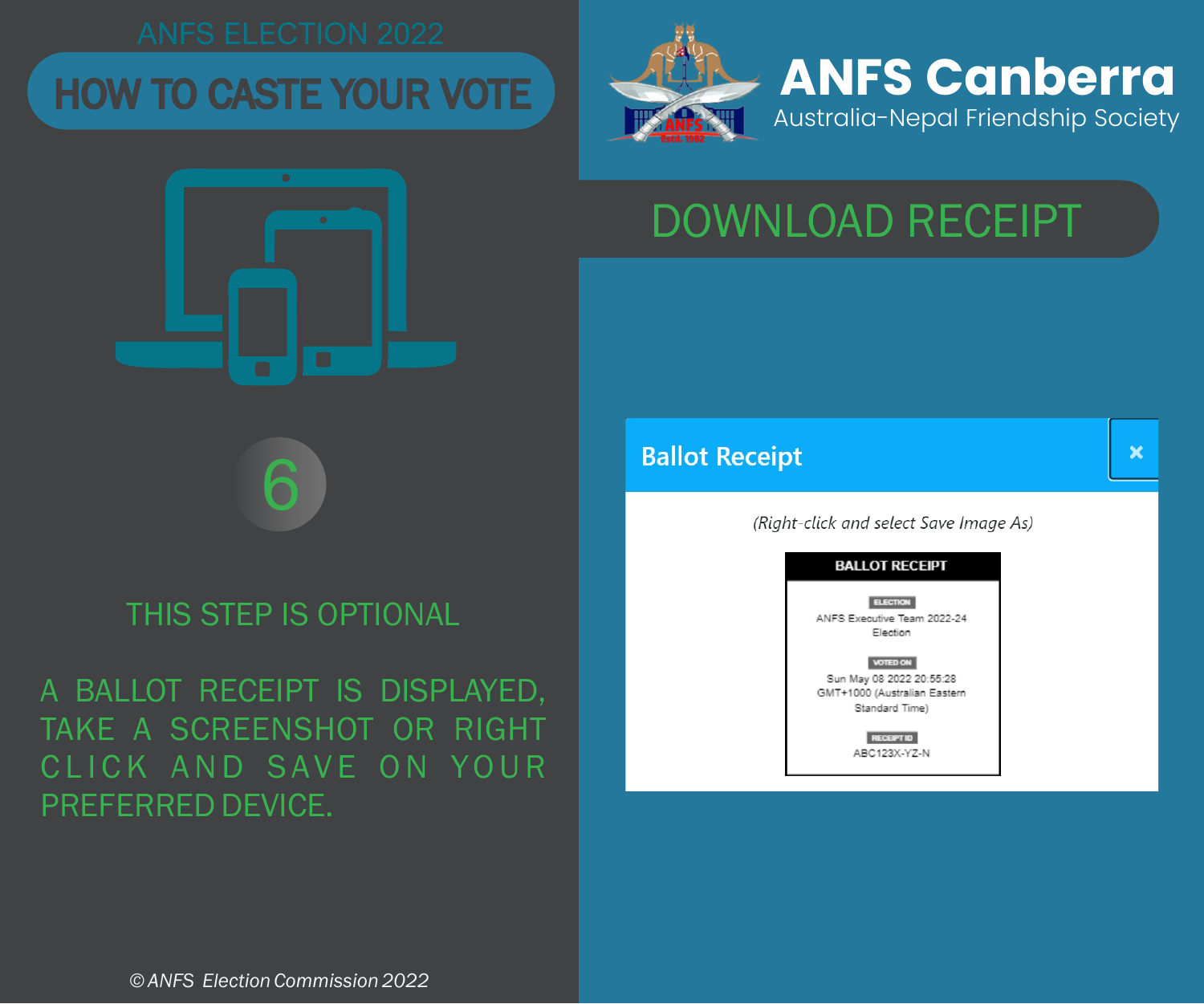ANFS ELECTION 2022

# HOW TO CASTE YOUR VOTE

# ANFS Canberra

Australia-Nepal Friendship Society

## DOWNLOAD RECEIPT

6

THIS STEP IS OPTIONAL

A BALLOT RECEIPT IS DISPLAYED, TAKE A SCREENSHOT OR RIGHT CLICK AND SAVE ON YOUR PREFERRED DEVICE.

**Ballot Receipt**

*(Right-click and select Save Image As)*

**BALLOT RECEIPT**

ELECTION

ANFS Executive Team 2022-24 Election

VOTED ON

Sun May 08 2022 20:55:28 GMT+1000 (Australian Eastern Standard Time)

RECEIPT ID

ABC123X-YZ-N

*© ANFS Election Commission 2022*